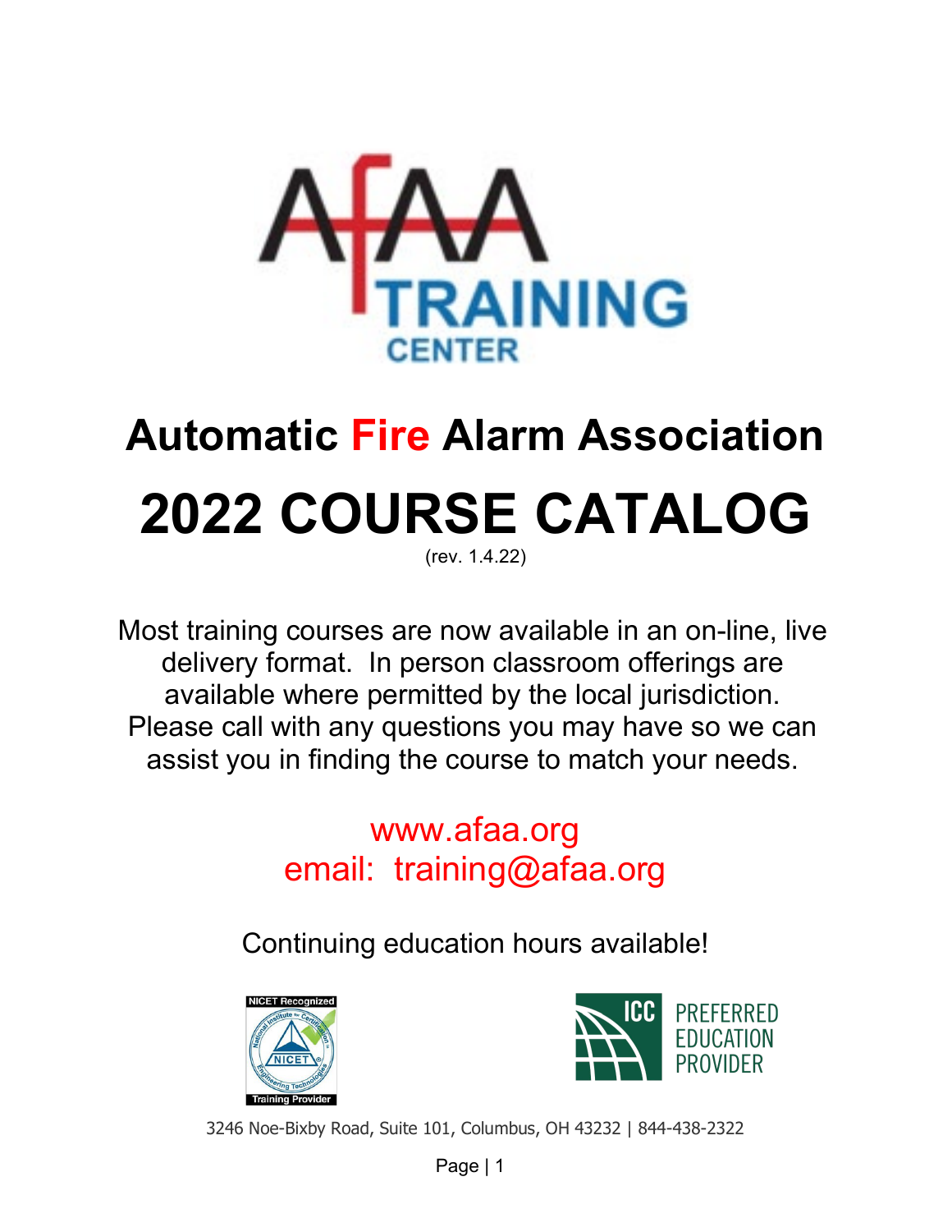# Automatic Fire Alarm Association

# 2022 COURSE CATALOG

(rev. 1.4.22)

Most training courses are now available in an on-line, live delivery format. In person classroom offerings are available where permitted by the local jurisdiction. Please call with any questions you may have so we can assist you in finding the course to match your needs.

www.afaa.org
email: training@afaa.org

Continuing education hours available!

3246 Noe-Bixby Road, Suite 101, Columbus, OH 43232 | 844-438-2322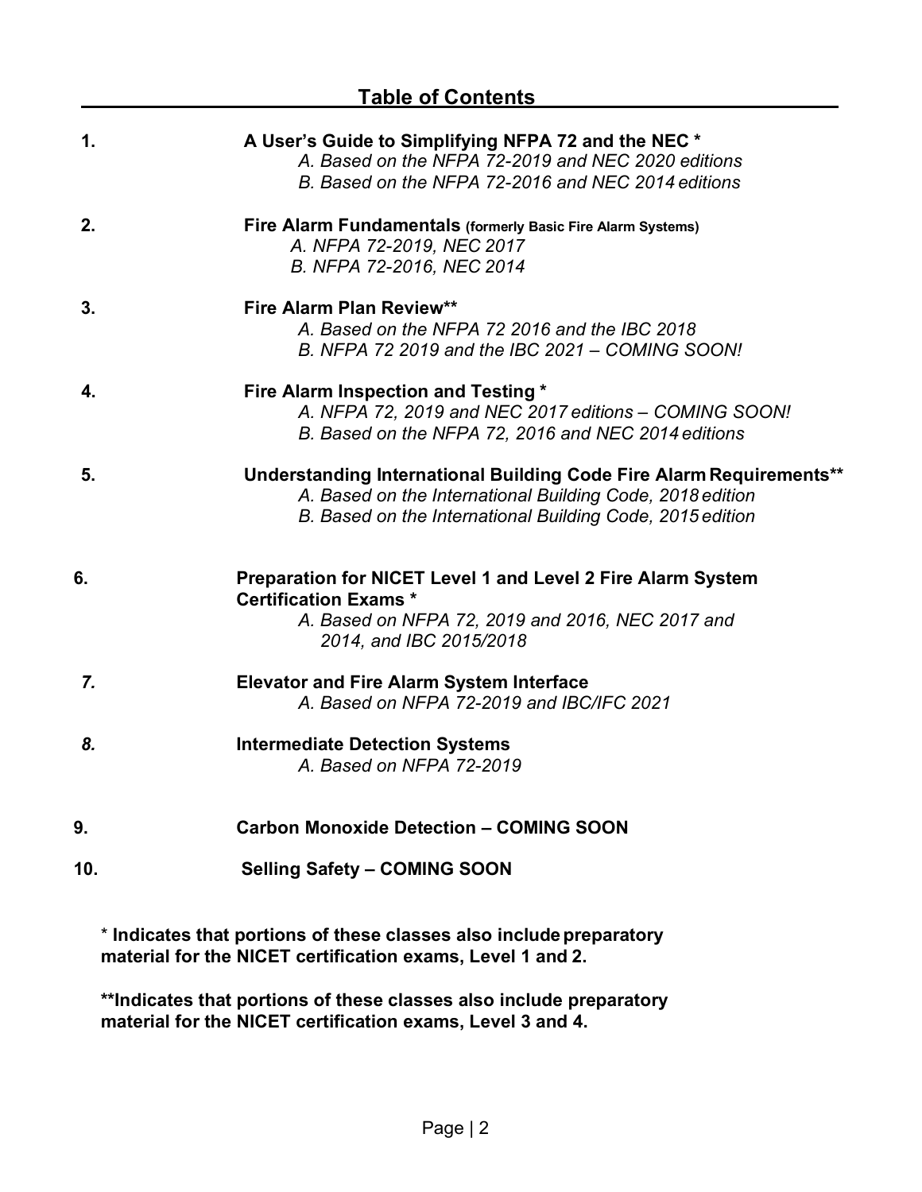## Table of Contents

1. **A User's Guide to Simplifying NFPA 72 and the NEC \***
   *A. Based on the NFPA 72-2019 and NEC 2020 editions*
   *B. Based on the NFPA 72-2016 and NEC 2014 editions*

2. **Fire Alarm Fundamentals (formerly Basic Fire Alarm Systems)**
   *A. NFPA 72-2019, NEC 2017*
   *B. NFPA 72-2016, NEC 2014*

3. **Fire Alarm Plan Review\*\***
   *A. Based on the NFPA 72 2016 and the IBC 2018*
   *B. NFPA 72 2019 and the IBC 2021 – COMING SOON!*

4. **Fire Alarm Inspection and Testing \***
   *A. NFPA 72, 2019 and NEC 2017 editions – COMING SOON!*
   *B. Based on the NFPA 72, 2016 and NEC 2014 editions*

5. **Understanding International Building Code Fire Alarm Requirements\*\***
   *A. Based on the International Building Code, 2018 edition*
   *B. Based on the International Building Code, 2015 edition*

6. **Preparation for NICET Level 1 and Level 2 Fire Alarm System Certification Exams \***
   *A. Based on NFPA 72, 2019 and 2016, NEC 2017 and 2014, and IBC 2015/2018*

7. **Elevator and Fire Alarm System Interface**
   *A. Based on NFPA 72-2019 and IBC/IFC 2021*

8. **Intermediate Detection Systems**
   *A. Based on NFPA 72-2019*

9. **Carbon Monoxide Detection – COMING SOON**

10. **Selling Safety – COMING SOON**

\* **Indicates that portions of these classes also include preparatory material for the NICET certification exams, Level 1 and 2.**

**\*\*Indicates that portions of these classes also include preparatory material for the NICET certification exams, Level 3 and 4.**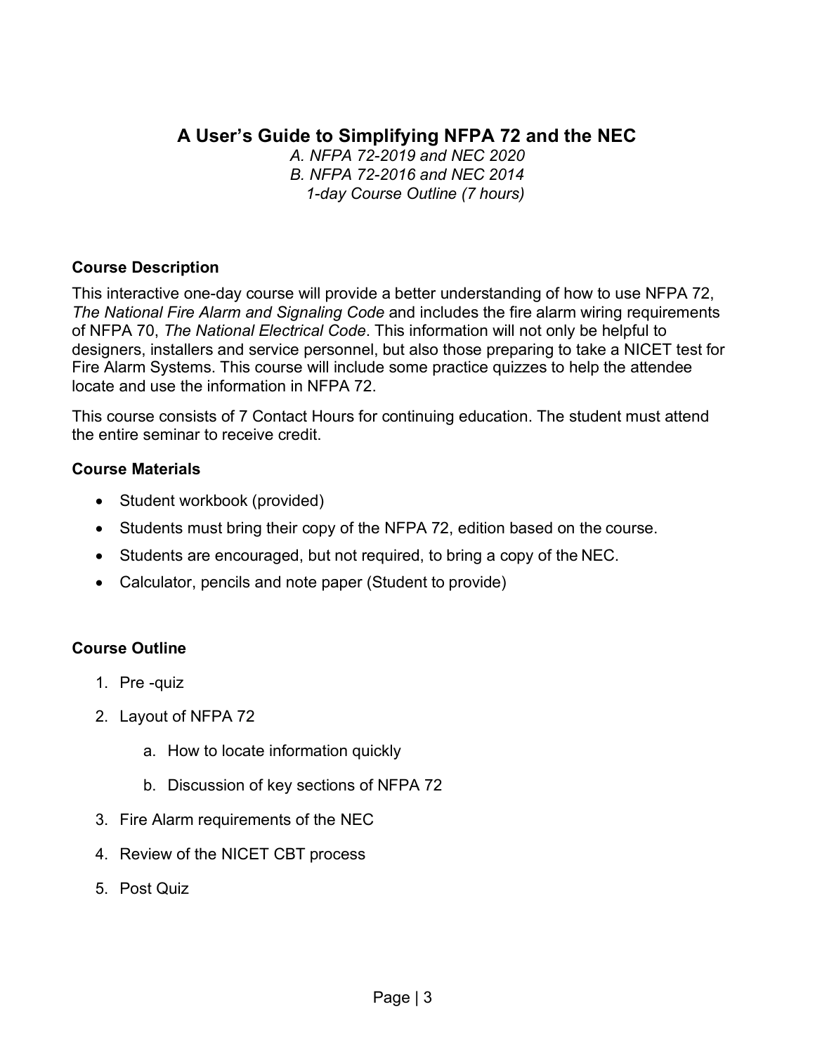# A User's Guide to Simplifying NFPA 72 and the NEC

*A. NFPA 72-2019 and NEC 2020*
*B. NFPA 72-2016 and NEC 2014*
*1-day Course Outline (7 hours)*

**Course Description**

This interactive one-day course will provide a better understanding of how to use NFPA 72, *The National Fire Alarm and Signaling Code* and includes the fire alarm wiring requirements of NFPA 70, *The National Electrical Code*. This information will not only be helpful to designers, installers and service personnel, but also those preparing to take a NICET test for Fire Alarm Systems. This course will include some practice quizzes to help the attendee locate and use the information in NFPA 72.

This course consists of 7 Contact Hours for continuing education. The student must attend the entire seminar to receive credit.

**Course Materials**

- Student workbook (provided)
- Students must bring their copy of the NFPA 72, edition based on the course.
- Students are encouraged, but not required, to bring a copy of the NEC.
- Calculator, pencils and note paper (Student to provide)

**Course Outline**

1. Pre -quiz
2. Layout of NFPA 72
   a. How to locate information quickly
   b. Discussion of key sections of NFPA 72
3. Fire Alarm requirements of the NEC
4. Review of the NICET CBT process
5. Post Quiz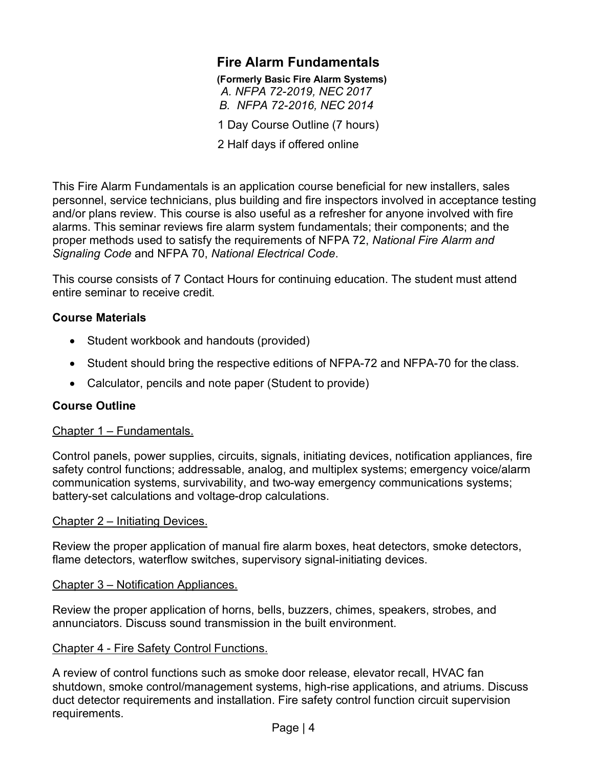## Fire Alarm Fundamentals

**(Formerly Basic Fire Alarm Systems)**

*A. NFPA 72-2019, NEC 2017*

*B. NFPA 72-2016, NEC 2014*

1 Day Course Outline (7 hours)

2 Half days if offered online

This Fire Alarm Fundamentals is an application course beneficial for new installers, sales personnel, service technicians, plus building and fire inspectors involved in acceptance testing and/or plans review. This course is also useful as a refresher for anyone involved with fire alarms. This seminar reviews fire alarm system fundamentals; their components; and the proper methods used to satisfy the requirements of NFPA 72, *National Fire Alarm and Signaling Code* and NFPA 70, *National Electrical Code*.

This course consists of 7 Contact Hours for continuing education. The student must attend entire seminar to receive credit.

### Course Materials

- Student workbook and handouts (provided)
- Student should bring the respective editions of NFPA-72 and NFPA-70 for the class.
- Calculator, pencils and note paper (Student to provide)

### Course Outline

<u>Chapter 1 – Fundamentals.</u>

Control panels, power supplies, circuits, signals, initiating devices, notification appliances, fire safety control functions; addressable, analog, and multiplex systems; emergency voice/alarm communication systems, survivability, and two-way emergency communications systems; battery-set calculations and voltage-drop calculations.

<u>Chapter 2 – Initiating Devices.</u>

Review the proper application of manual fire alarm boxes, heat detectors, smoke detectors, flame detectors, waterflow switches, supervisory signal-initiating devices.

<u>Chapter 3 – Notification Appliances.</u>

Review the proper application of horns, bells, buzzers, chimes, speakers, strobes, and annunciators. Discuss sound transmission in the built environment.

<u>Chapter 4 - Fire Safety Control Functions.</u>

A review of control functions such as smoke door release, elevator recall, HVAC fan shutdown, smoke control/management systems, high-rise applications, and atriums. Discuss duct detector requirements and installation. Fire safety control function circuit supervision requirements.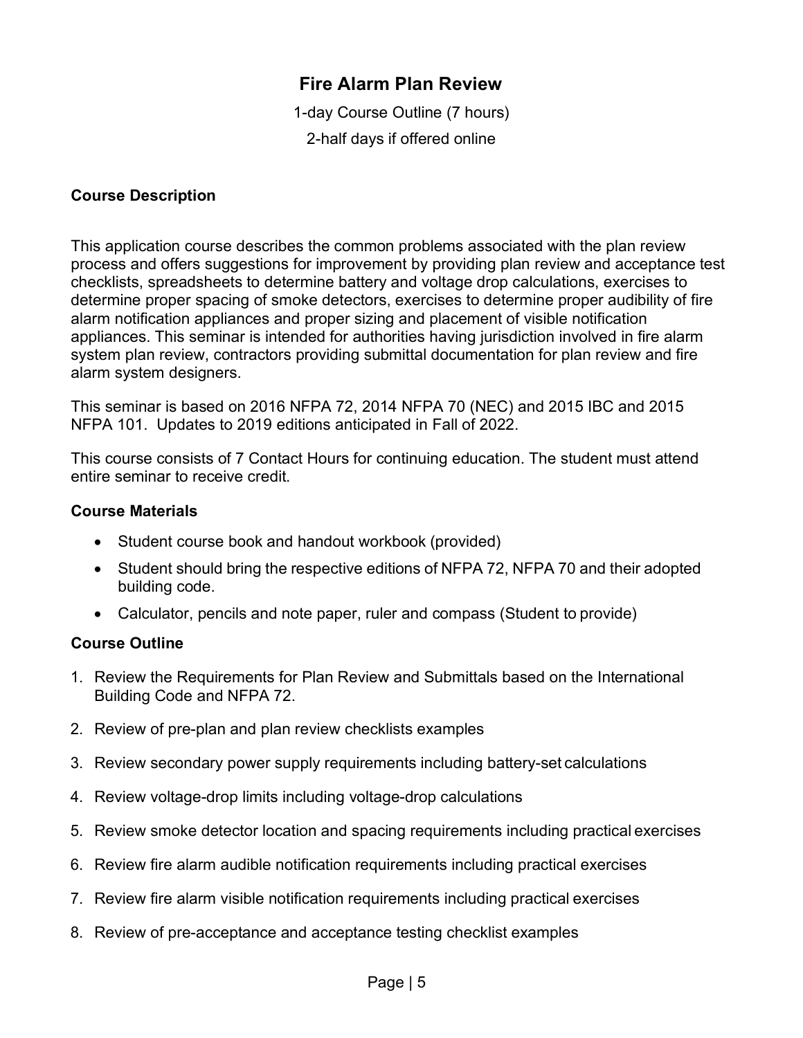# Fire Alarm Plan Review

1-day Course Outline (7 hours)

2-half days if offered online

## Course Description

This application course describes the common problems associated with the plan review process and offers suggestions for improvement by providing plan review and acceptance test checklists, spreadsheets to determine battery and voltage drop calculations, exercises to determine proper spacing of smoke detectors, exercises to determine proper audibility of fire alarm notification appliances and proper sizing and placement of visible notification appliances. This seminar is intended for authorities having jurisdiction involved in fire alarm system plan review, contractors providing submittal documentation for plan review and fire alarm system designers.

This seminar is based on 2016 NFPA 72, 2014 NFPA 70 (NEC) and 2015 IBC and 2015 NFPA 101. Updates to 2019 editions anticipated in Fall of 2022.

This course consists of 7 Contact Hours for continuing education. The student must attend entire seminar to receive credit.

## Course Materials

- Student course book and handout workbook (provided)
- Student should bring the respective editions of NFPA 72, NFPA 70 and their adopted building code.
- Calculator, pencils and note paper, ruler and compass (Student to provide)

## Course Outline

1. Review the Requirements for Plan Review and Submittals based on the International Building Code and NFPA 72.
2. Review of pre-plan and plan review checklists examples
3. Review secondary power supply requirements including battery-set calculations
4. Review voltage-drop limits including voltage-drop calculations
5. Review smoke detector location and spacing requirements including practical exercises
6. Review fire alarm audible notification requirements including practical exercises
7. Review fire alarm visible notification requirements including practical exercises
8. Review of pre-acceptance and acceptance testing checklist examples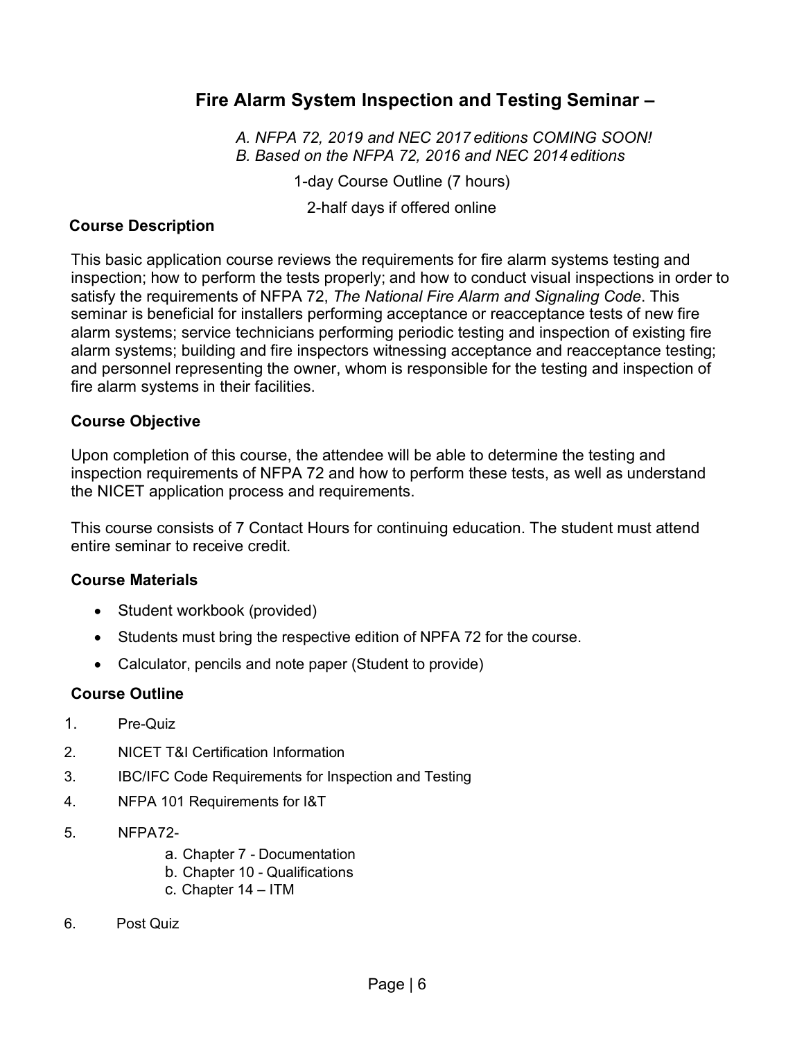# Fire Alarm System Inspection and Testing Seminar –

*A. NFPA 72, 2019 and NEC 2017 editions COMING SOON!*
*B. Based on the NFPA 72, 2016 and NEC 2014 editions*

1-day Course Outline (7 hours)

2-half days if offered online

### Course Description

This basic application course reviews the requirements for fire alarm systems testing and inspection; how to perform the tests properly; and how to conduct visual inspections in order to satisfy the requirements of NFPA 72, *The National Fire Alarm and Signaling Code*. This seminar is beneficial for installers performing acceptance or reacceptance tests of new fire alarm systems; service technicians performing periodic testing and inspection of existing fire alarm systems; building and fire inspectors witnessing acceptance and reacceptance testing; and personnel representing the owner, whom is responsible for the testing and inspection of fire alarm systems in their facilities.

### Course Objective

Upon completion of this course, the attendee will be able to determine the testing and inspection requirements of NFPA 72 and how to perform these tests, as well as understand the NICET application process and requirements.

This course consists of 7 Contact Hours for continuing education. The student must attend entire seminar to receive credit.

### Course Materials

- Student workbook (provided)
- Students must bring the respective edition of NPFA 72 for the course.
- Calculator, pencils and note paper (Student to provide)

### Course Outline

1. Pre-Quiz
2. NICET T&I Certification Information
3. IBC/IFC Code Requirements for Inspection and Testing
4. NFPA 101 Requirements for I&T
5. NFPA72-
   a. Chapter 7 - Documentation
   b. Chapter 10 - Qualifications
   c. Chapter 14 – ITM
6. Post Quiz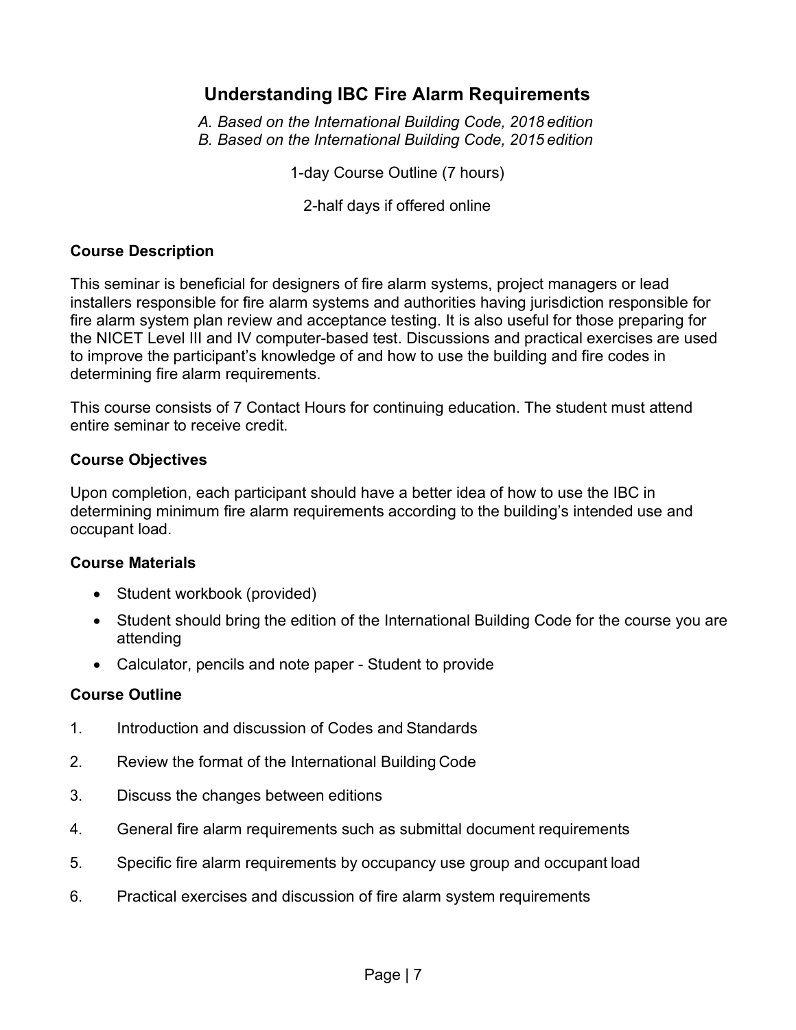# Understanding IBC Fire Alarm Requirements

*A. Based on the International Building Code, 2018 edition*
*B. Based on the International Building Code, 2015 edition*

1-day Course Outline (7 hours)

2-half days if offered online

### Course Description

This seminar is beneficial for designers of fire alarm systems, project managers or lead installers responsible for fire alarm systems and authorities having jurisdiction responsible for fire alarm system plan review and acceptance testing. It is also useful for those preparing for the NICET Level III and IV computer-based test. Discussions and practical exercises are used to improve the participant's knowledge of and how to use the building and fire codes in determining fire alarm requirements.

This course consists of 7 Contact Hours for continuing education. The student must attend entire seminar to receive credit.

### Course Objectives

Upon completion, each participant should have a better idea of how to use the IBC in determining minimum fire alarm requirements according to the building's intended use and occupant load.

### Course Materials

- Student workbook (provided)
- Student should bring the edition of the International Building Code for the course you are attending
- Calculator, pencils and note paper - Student to provide

### Course Outline

1. Introduction and discussion of Codes and Standards
2. Review the format of the International Building Code
3. Discuss the changes between editions
4. General fire alarm requirements such as submittal document requirements
5. Specific fire alarm requirements by occupancy use group and occupant load
6. Practical exercises and discussion of fire alarm system requirements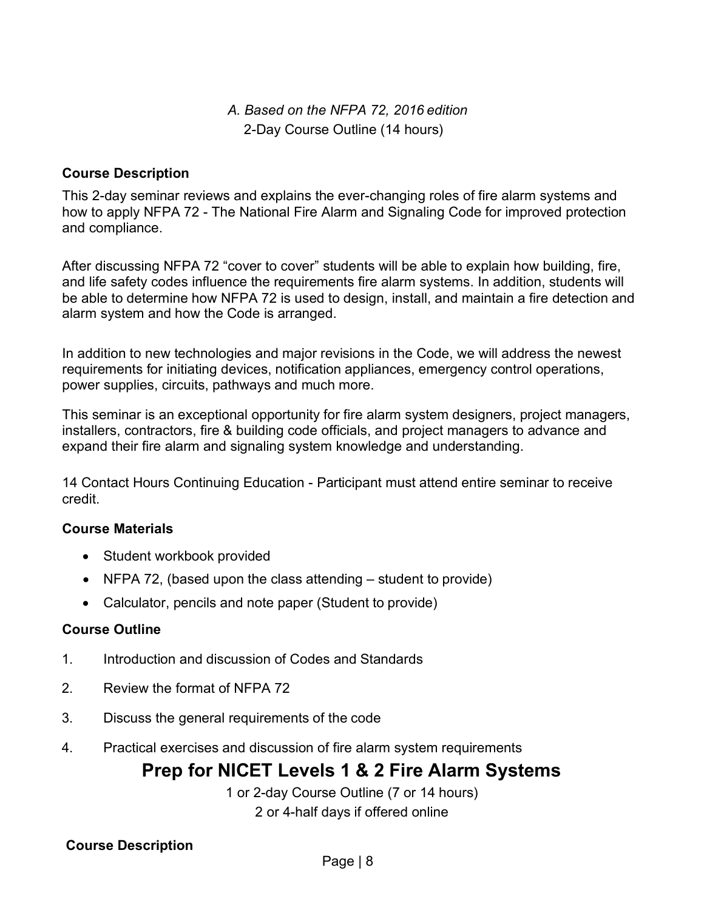*A. Based on the NFPA 72, 2016 edition*

2-Day Course Outline (14 hours)

**Course Description**

This 2-day seminar reviews and explains the ever-changing roles of fire alarm systems and how to apply NFPA 72 - The National Fire Alarm and Signaling Code for improved protection and compliance.

After discussing NFPA 72 “cover to cover” students will be able to explain how building, fire, and life safety codes influence the requirements fire alarm systems. In addition, students will be able to determine how NFPA 72 is used to design, install, and maintain a fire detection and alarm system and how the Code is arranged.

In addition to new technologies and major revisions in the Code, we will address the newest requirements for initiating devices, notification appliances, emergency control operations, power supplies, circuits, pathways and much more.

This seminar is an exceptional opportunity for fire alarm system designers, project managers, installers, contractors, fire & building code officials, and project managers to advance and expand their fire alarm and signaling system knowledge and understanding.

14 Contact Hours Continuing Education - Participant must attend entire seminar to receive credit.

**Course Materials**

- Student workbook provided
- NFPA 72, (based upon the class attending – student to provide)
- Calculator, pencils and note paper (Student to provide)

**Course Outline**

1. Introduction and discussion of Codes and Standards
2. Review the format of NFPA 72
3. Discuss the general requirements of the code
4. Practical exercises and discussion of fire alarm system requirements

# Prep for NICET Levels 1 & 2 Fire Alarm Systems

1 or 2-day Course Outline (7 or 14 hours)

2 or 4-half days if offered online

**Course Description**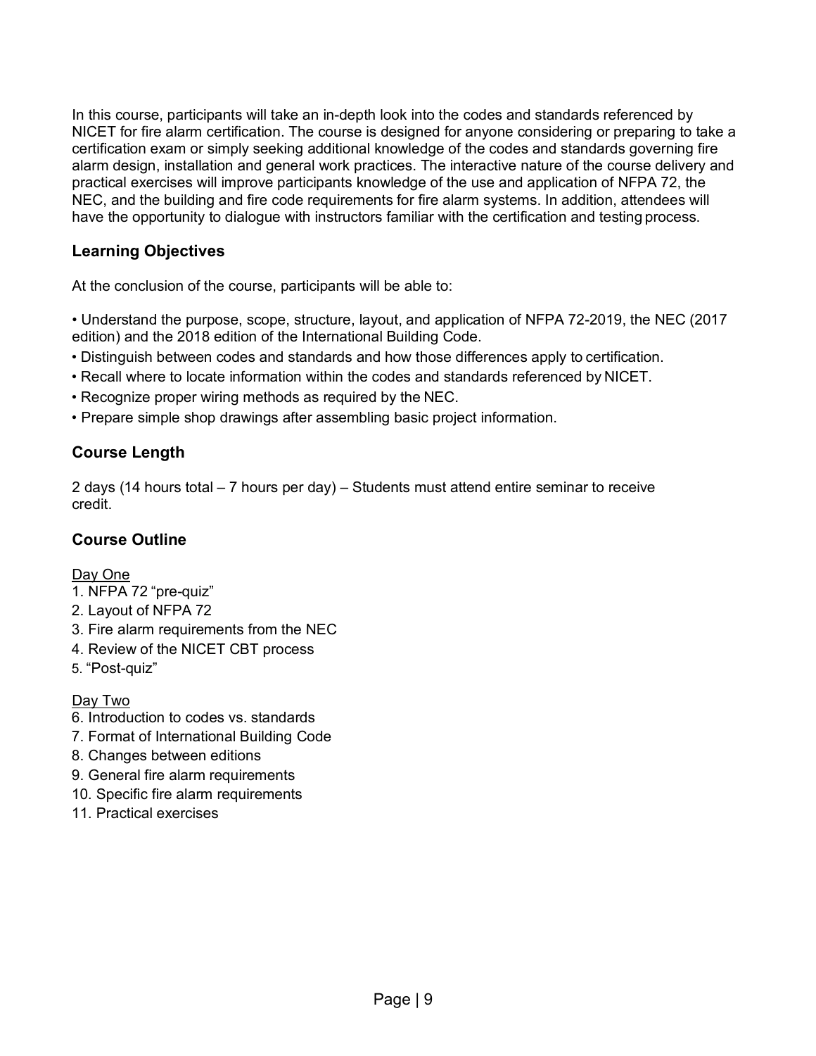In this course, participants will take an in-depth look into the codes and standards referenced by NICET for fire alarm certification. The course is designed for anyone considering or preparing to take a certification exam or simply seeking additional knowledge of the codes and standards governing fire alarm design, installation and general work practices. The interactive nature of the course delivery and practical exercises will improve participants knowledge of the use and application of NFPA 72, the NEC, and the building and fire code requirements for fire alarm systems. In addition, attendees will have the opportunity to dialogue with instructors familiar with the certification and testing process.

## Learning Objectives

At the conclusion of the course, participants will be able to:

- Understand the purpose, scope, structure, layout, and application of NFPA 72-2019, the NEC (2017 edition) and the 2018 edition of the International Building Code.
- Distinguish between codes and standards and how those differences apply to certification.
- Recall where to locate information within the codes and standards referenced by NICET.
- Recognize proper wiring methods as required by the NEC.
- Prepare simple shop drawings after assembling basic project information.

## Course Length

2 days (14 hours total – 7 hours per day) – Students must attend entire seminar to receive credit.

## Course Outline

Day One

1. NFPA 72 "pre-quiz"
2. Layout of NFPA 72
3. Fire alarm requirements from the NEC
4. Review of the NICET CBT process
5. "Post-quiz"

Day Two

6. Introduction to codes vs. standards
7. Format of International Building Code
8. Changes between editions
9. General fire alarm requirements
10. Specific fire alarm requirements
11. Practical exercises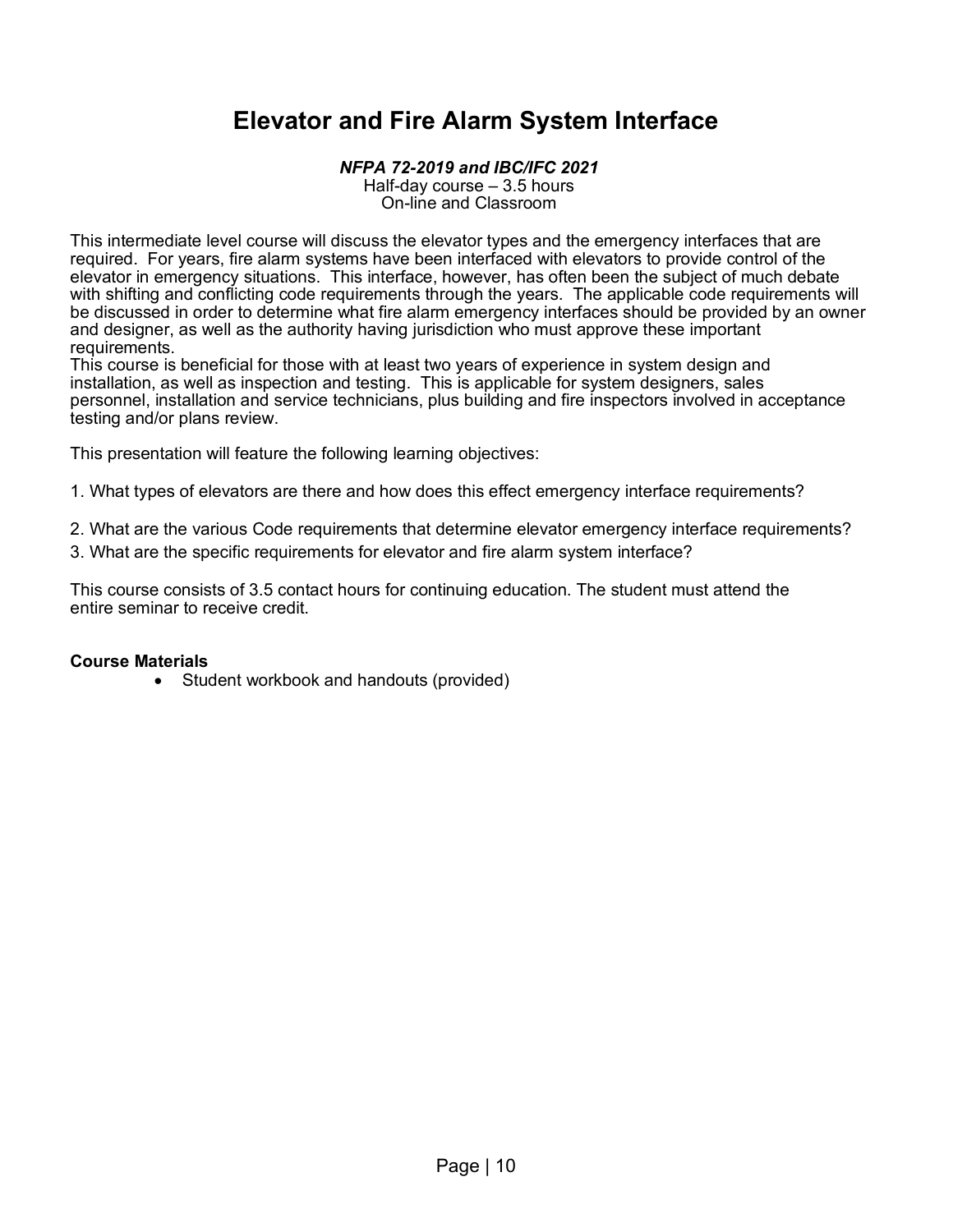# Elevator and Fire Alarm System Interface

***NFPA 72-2019 and IBC/IFC 2021***
Half-day course – 3.5 hours
On-line and Classroom

This intermediate level course will discuss the elevator types and the emergency interfaces that are required. For years, fire alarm systems have been interfaced with elevators to provide control of the elevator in emergency situations. This interface, however, has often been the subject of much debate with shifting and conflicting code requirements through the years. The applicable code requirements will be discussed in order to determine what fire alarm emergency interfaces should be provided by an owner and designer, as well as the authority having jurisdiction who must approve these important requirements.
This course is beneficial for those with at least two years of experience in system design and installation, as well as inspection and testing. This is applicable for system designers, sales personnel, installation and service technicians, plus building and fire inspectors involved in acceptance testing and/or plans review.

This presentation will feature the following learning objectives:

1. What types of elevators are there and how does this effect emergency interface requirements?
2. What are the various Code requirements that determine elevator emergency interface requirements?
3. What are the specific requirements for elevator and fire alarm system interface?

This course consists of 3.5 contact hours for continuing education. The student must attend the entire seminar to receive credit.

**Course Materials**

- Student workbook and handouts (provided)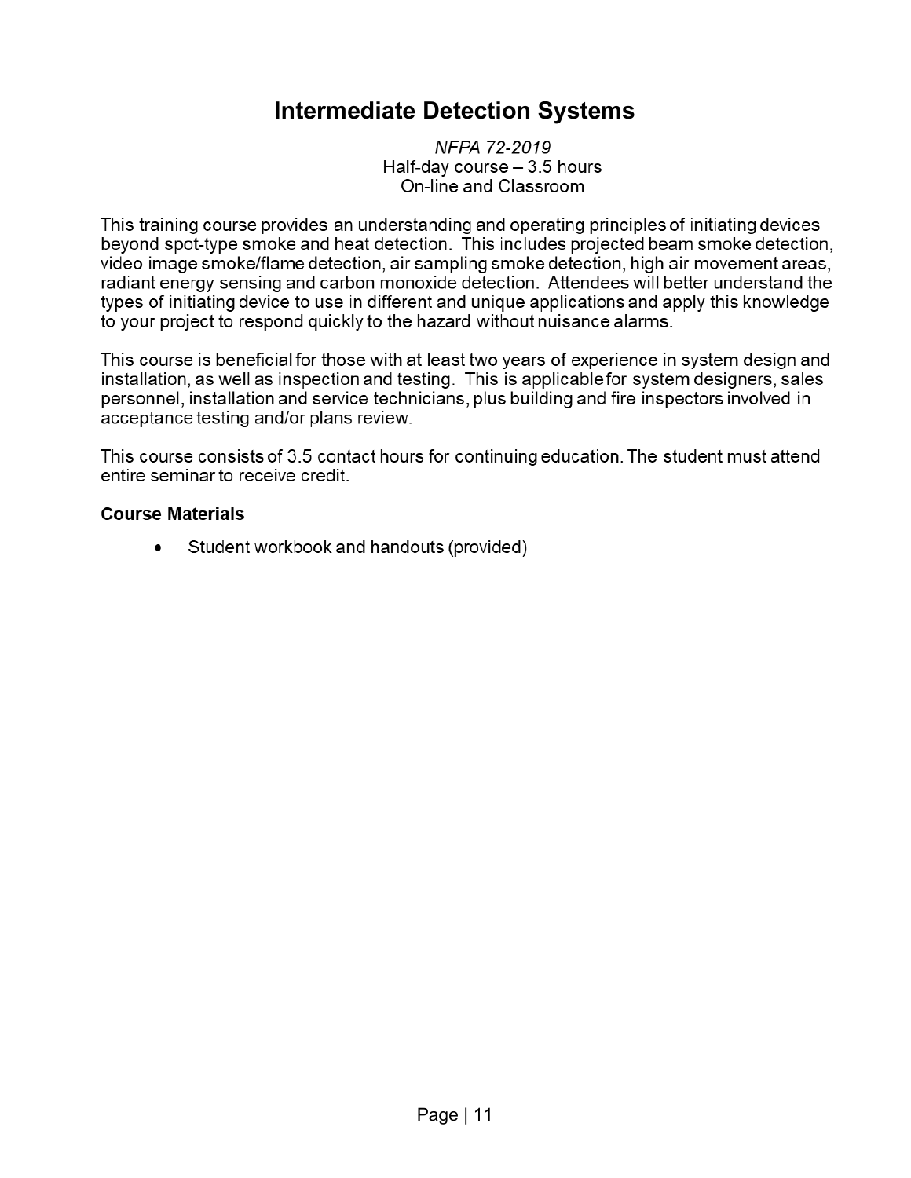# Intermediate Detection Systems

*NFPA 72-2019*
Half-day course – 3.5 hours
On-line and Classroom

This training course provides an understanding and operating principles of initiating devices beyond spot-type smoke and heat detection. This includes projected beam smoke detection, video image smoke/flame detection, air sampling smoke detection, high air movement areas, radiant energy sensing and carbon monoxide detection. Attendees will better understand the types of initiating device to use in different and unique applications and apply this knowledge to your project to respond quickly to the hazard without nuisance alarms.

This course is beneficial for those with at least two years of experience in system design and installation, as well as inspection and testing. This is applicable for system designers, sales personnel, installation and service technicians, plus building and fire inspectors involved in acceptance testing and/or plans review.

This course consists of 3.5 contact hours for continuing education. The student must attend entire seminar to receive credit.

**Course Materials**

- Student workbook and handouts (provided)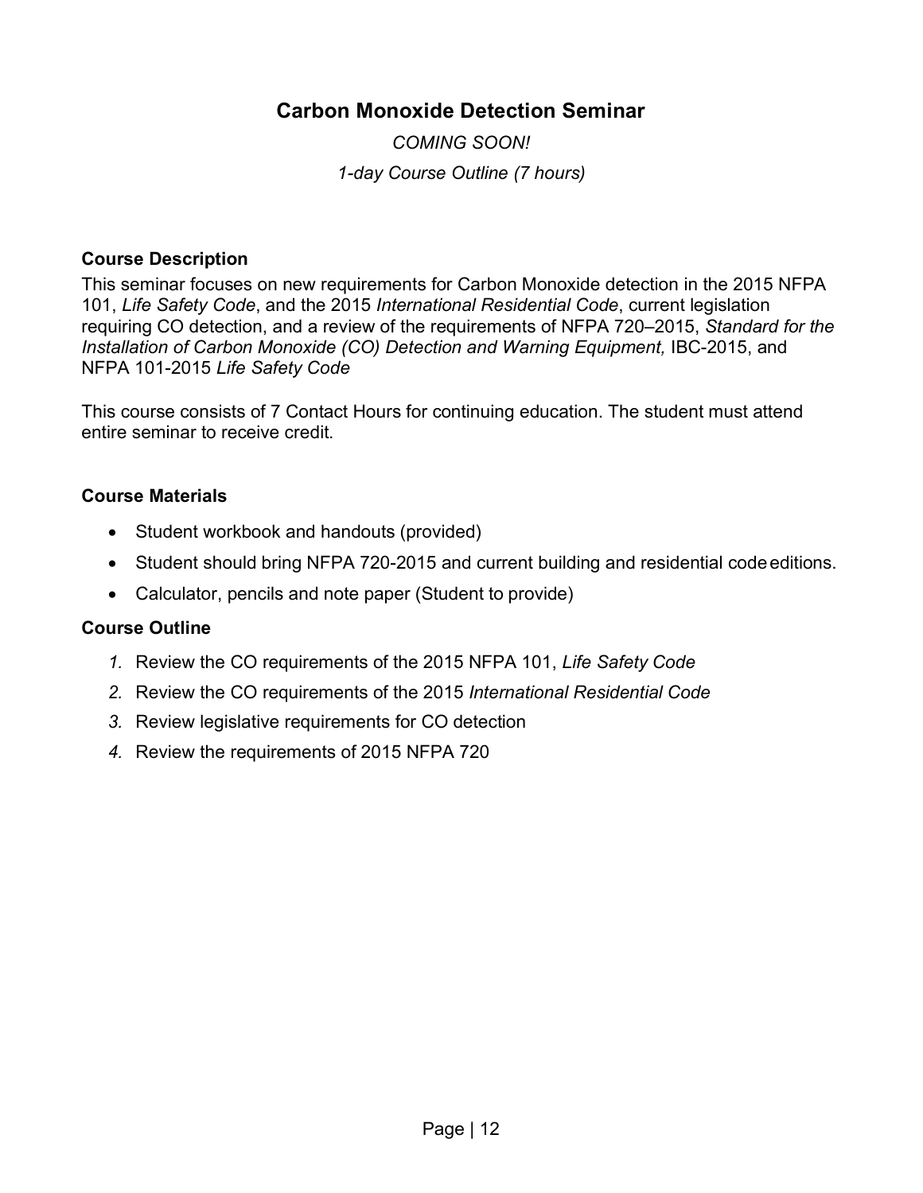# Carbon Monoxide Detection Seminar

*COMING SOON!*

*1-day Course Outline (7 hours)*

**Course Description**

This seminar focuses on new requirements for Carbon Monoxide detection in the 2015 NFPA 101, *Life Safety Code*, and the 2015 *International Residential Code*, current legislation requiring CO detection, and a review of the requirements of NFPA 720–2015, *Standard for the Installation of Carbon Monoxide (CO) Detection and Warning Equipment,* IBC-2015, and NFPA 101-2015 *Life Safety Code*

This course consists of 7 Contact Hours for continuing education. The student must attend entire seminar to receive credit.

**Course Materials**

- Student workbook and handouts (provided)
- Student should bring NFPA 720-2015 and current building and residential code editions.
- Calculator, pencils and note paper (Student to provide)

**Course Outline**

1. Review the CO requirements of the 2015 NFPA 101, *Life Safety Code*
2. Review the CO requirements of the 2015 *International Residential Code*
3. Review legislative requirements for CO detection
4. Review the requirements of 2015 NFPA 720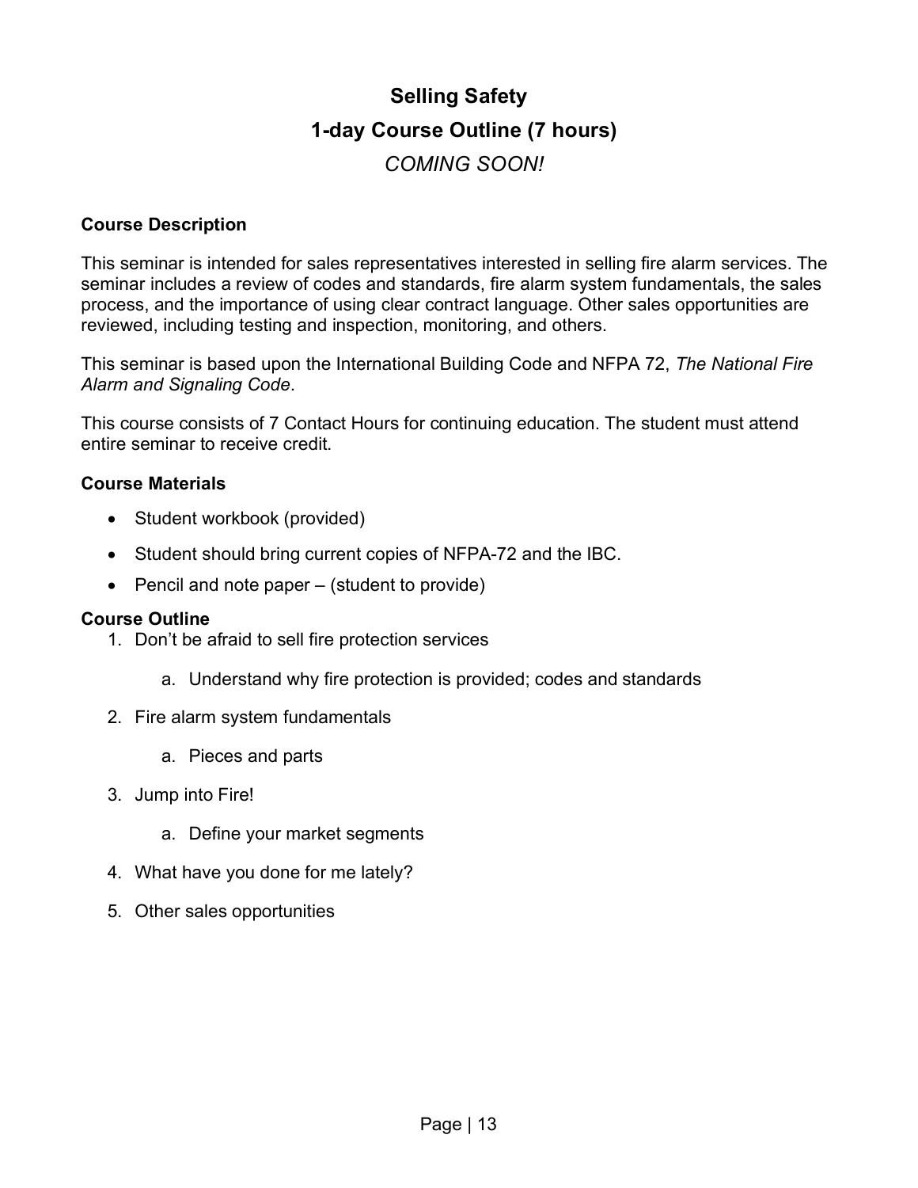# Selling Safety

## 1-day Course Outline (7 hours)

*COMING SOON!*

**Course Description**

This seminar is intended for sales representatives interested in selling fire alarm services. The seminar includes a review of codes and standards, fire alarm system fundamentals, the sales process, and the importance of using clear contract language. Other sales opportunities are reviewed, including testing and inspection, monitoring, and others.

This seminar is based upon the International Building Code and NFPA 72, *The National Fire Alarm and Signaling Code*.

This course consists of 7 Contact Hours for continuing education. The student must attend entire seminar to receive credit.

**Course Materials**

- Student workbook (provided)
- Student should bring current copies of NFPA-72 and the IBC.
- Pencil and note paper – (student to provide)

**Course Outline**

1. Don't be afraid to sell fire protection services
    a. Understand why fire protection is provided; codes and standards
2. Fire alarm system fundamentals
    a. Pieces and parts
3. Jump into Fire!
    a. Define your market segments
4. What have you done for me lately?
5. Other sales opportunities